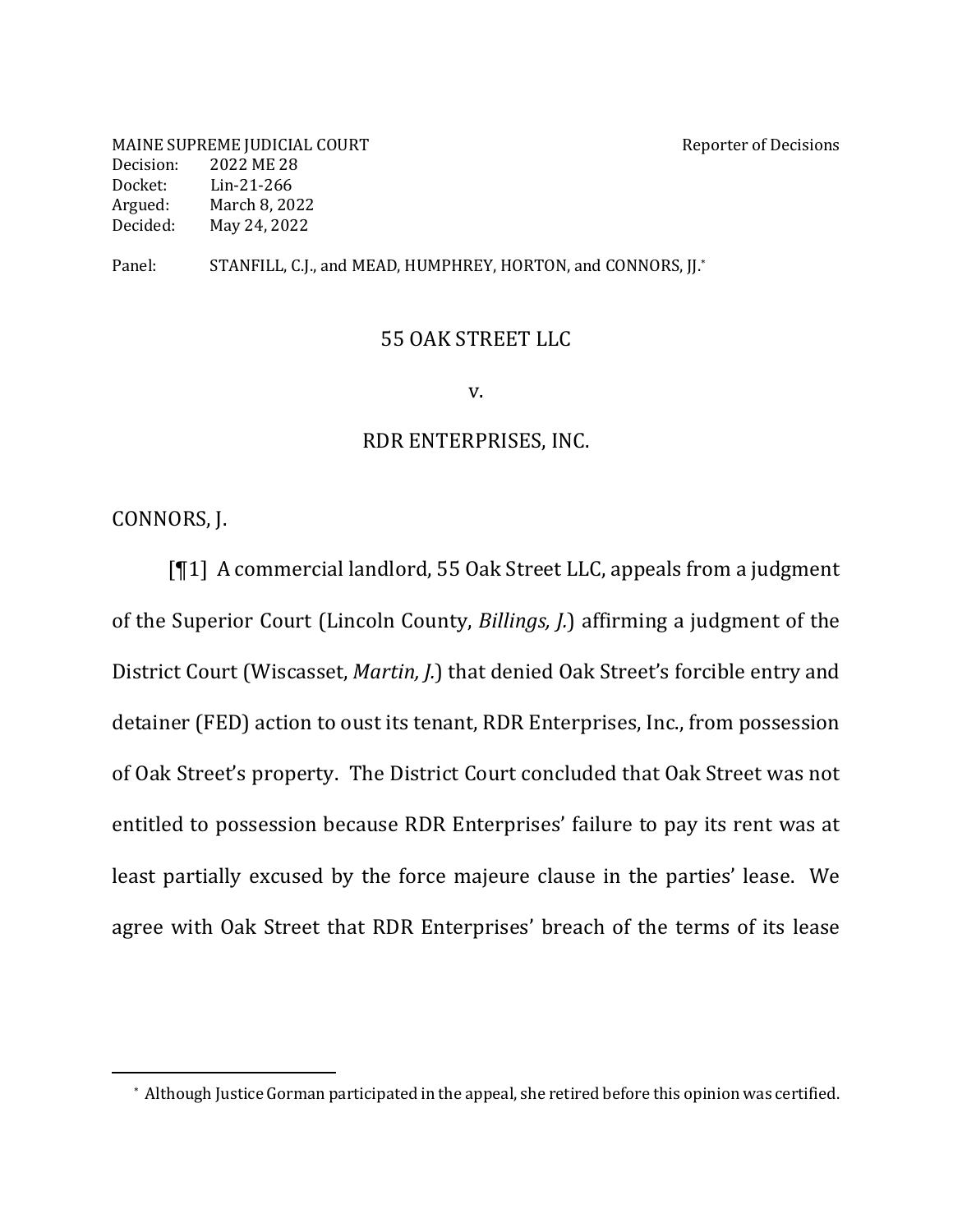MAINE SUPREME JUDICIAL COURT Reporter of Decisions
Decision: 2022 ME 28
Docket: Lin-21-266
Argued: March 8, 2022
Decided: May 24, 2022

Panel: STANFILL, C.J., and MEAD, HUMPHREY, HORTON, and CONNORS, JJ.*

55 OAK STREET LLC

v.

RDR ENTERPRISES, INC.

CONNORS, J.

[¶1] A commercial landlord, 55 Oak Street LLC, appeals from a judgment of the Superior Court (Lincoln County, *Billings, J.*) affirming a judgment of the District Court (Wiscasset, *Martin, J.*) that denied Oak Street's forcible entry and detainer (FED) action to oust its tenant, RDR Enterprises, Inc., from possession of Oak Street's property. The District Court concluded that Oak Street was not entitled to possession because RDR Enterprises' failure to pay its rent was at least partially excused by the force majeure clause in the parties' lease. We agree with Oak Street that RDR Enterprises' breach of the terms of its lease

\* Although Justice Gorman participated in the appeal, she retired before this opinion was certified.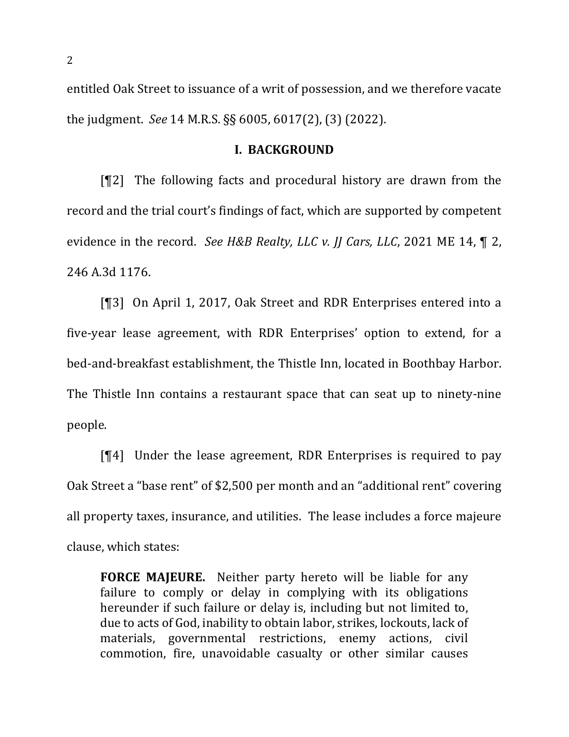entitled Oak Street to issuance of a writ of possession, and we therefore vacate the judgment. *See* 14 M.R.S. §§ 6005, 6017(2), (3) (2022).

## I. BACKGROUND

[¶2] The following facts and procedural history are drawn from the record and the trial court's findings of fact, which are supported by competent evidence in the record. *See H&B Realty, LLC v. JJ Cars, LLC*, 2021 ME 14, ¶ 2, 246 A.3d 1176.

[¶3] On April 1, 2017, Oak Street and RDR Enterprises entered into a five-year lease agreement, with RDR Enterprises' option to extend, for a bed-and-breakfast establishment, the Thistle Inn, located in Boothbay Harbor. The Thistle Inn contains a restaurant space that can seat up to ninety-nine people.

[¶4] Under the lease agreement, RDR Enterprises is required to pay Oak Street a "base rent" of $2,500 per month and an "additional rent" covering all property taxes, insurance, and utilities. The lease includes a force majeure clause, which states:

> **FORCE MAJEURE.** Neither party hereto will be liable for any failure to comply or delay in complying with its obligations hereunder if such failure or delay is, including but not limited to, due to acts of God, inability to obtain labor, strikes, lockouts, lack of materials, governmental restrictions, enemy actions, civil commotion, fire, unavoidable casualty or other similar causes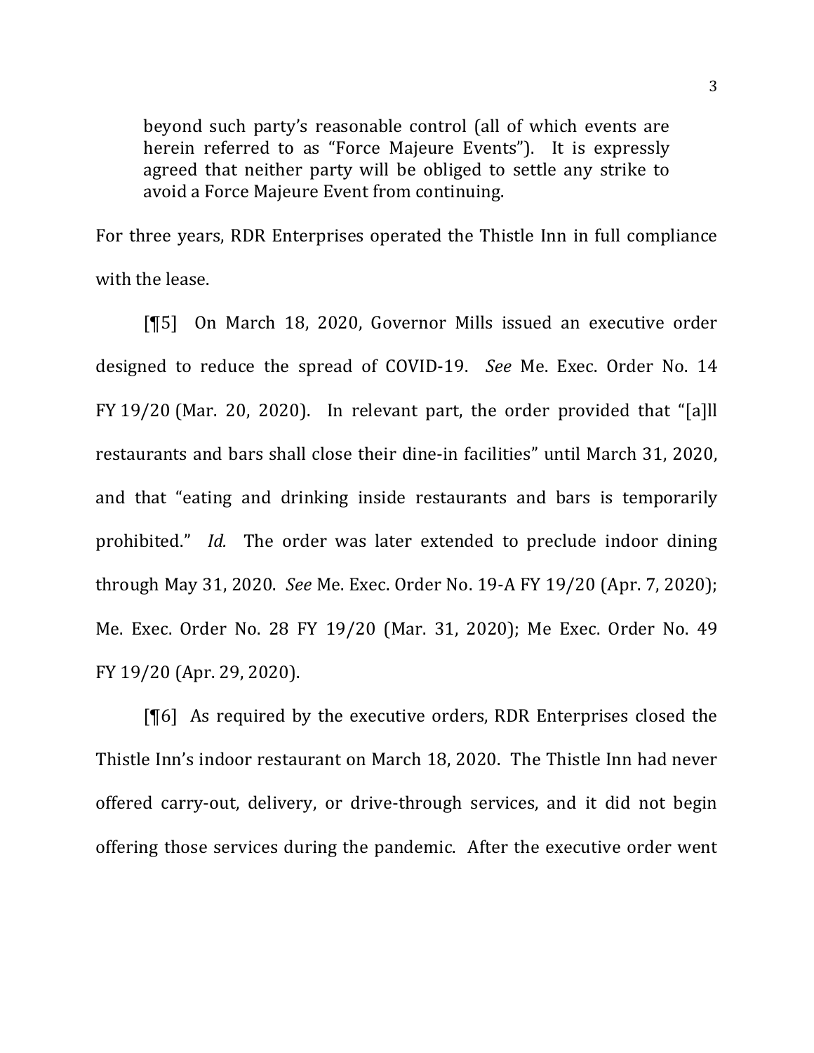> beyond such party's reasonable control (all of which events are herein referred to as "Force Majeure Events"). It is expressly agreed that neither party will be obliged to settle any strike to avoid a Force Majeure Event from continuing.

For three years, RDR Enterprises operated the Thistle Inn in full compliance with the lease.

[¶5] On March 18, 2020, Governor Mills issued an executive order designed to reduce the spread of COVID-19. *See* Me. Exec. Order No. 14 FY 19/20 (Mar. 20, 2020). In relevant part, the order provided that "[a]ll restaurants and bars shall close their dine-in facilities" until March 31, 2020, and that "eating and drinking inside restaurants and bars is temporarily prohibited." *Id.* The order was later extended to preclude indoor dining through May 31, 2020. *See* Me. Exec. Order No. 19-A FY 19/20 (Apr. 7, 2020); Me. Exec. Order No. 28 FY 19/20 (Mar. 31, 2020); Me Exec. Order No. 49 FY 19/20 (Apr. 29, 2020).

[¶6] As required by the executive orders, RDR Enterprises closed the Thistle Inn's indoor restaurant on March 18, 2020. The Thistle Inn had never offered carry-out, delivery, or drive-through services, and it did not begin offering those services during the pandemic. After the executive order went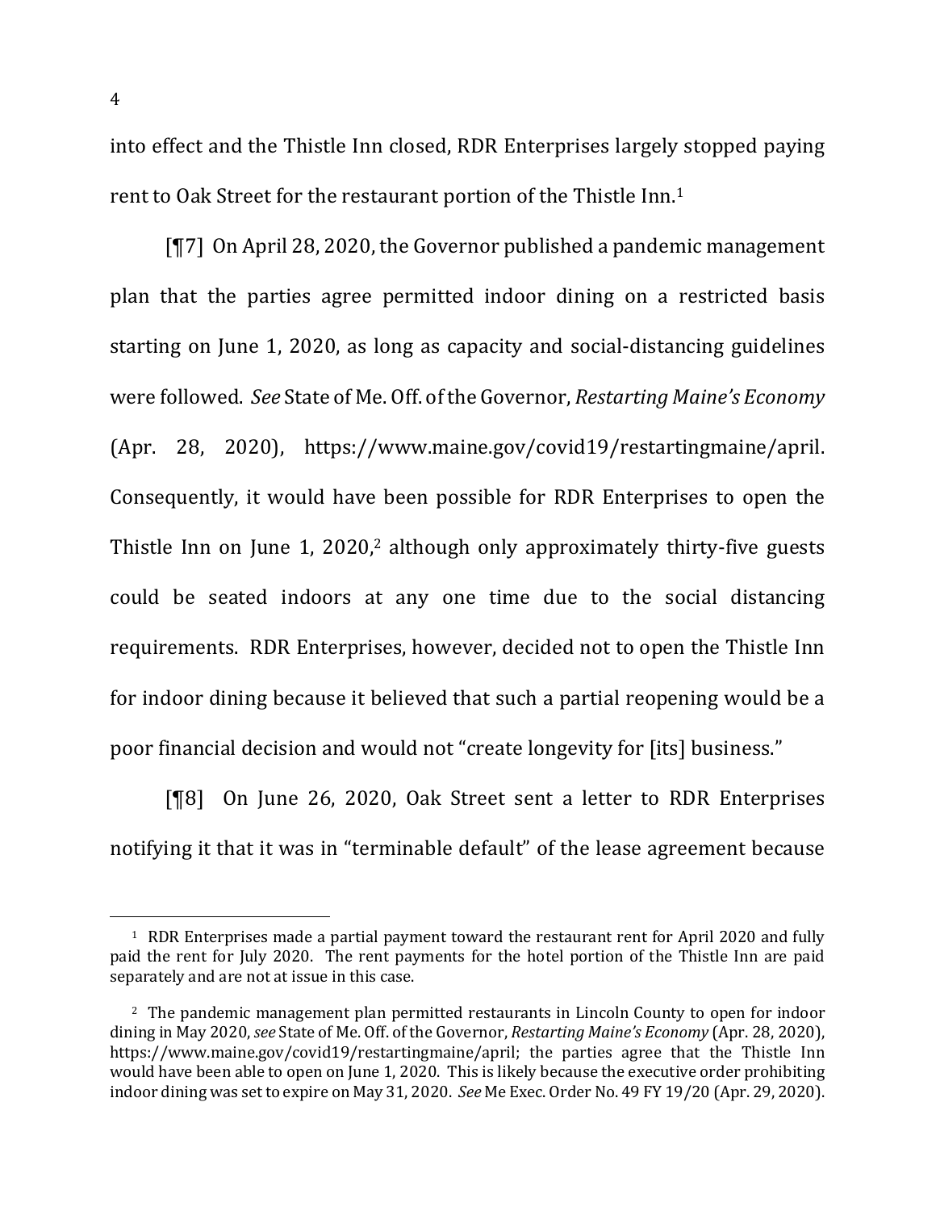into effect and the Thistle Inn closed, RDR Enterprises largely stopped paying rent to Oak Street for the restaurant portion of the Thistle Inn.[1]

[¶7] On April 28, 2020, the Governor published a pandemic management plan that the parties agree permitted indoor dining on a restricted basis starting on June 1, 2020, as long as capacity and social-distancing guidelines were followed. *See* State of Me. Off. of the Governor, *Restarting Maine's Economy* (Apr. 28, 2020), https://www.maine.gov/covid19/restartingmaine/april. Consequently, it would have been possible for RDR Enterprises to open the Thistle Inn on June 1, 2020,[2] although only approximately thirty-five guests could be seated indoors at any one time due to the social distancing requirements. RDR Enterprises, however, decided not to open the Thistle Inn for indoor dining because it believed that such a partial reopening would be a poor financial decision and would not "create longevity for [its] business."

[¶8] On June 26, 2020, Oak Street sent a letter to RDR Enterprises notifying it that it was in "terminable default" of the lease agreement because

---

[1] RDR Enterprises made a partial payment toward the restaurant rent for April 2020 and fully paid the rent for July 2020. The rent payments for the hotel portion of the Thistle Inn are paid separately and are not at issue in this case.

[2] The pandemic management plan permitted restaurants in Lincoln County to open for indoor dining in May 2020, *see* State of Me. Off. of the Governor, *Restarting Maine's Economy* (Apr. 28, 2020), https://www.maine.gov/covid19/restartingmaine/april; the parties agree that the Thistle Inn would have been able to open on June 1, 2020. This is likely because the executive order prohibiting indoor dining was set to expire on May 31, 2020. *See* Me Exec. Order No. 49 FY 19/20 (Apr. 29, 2020).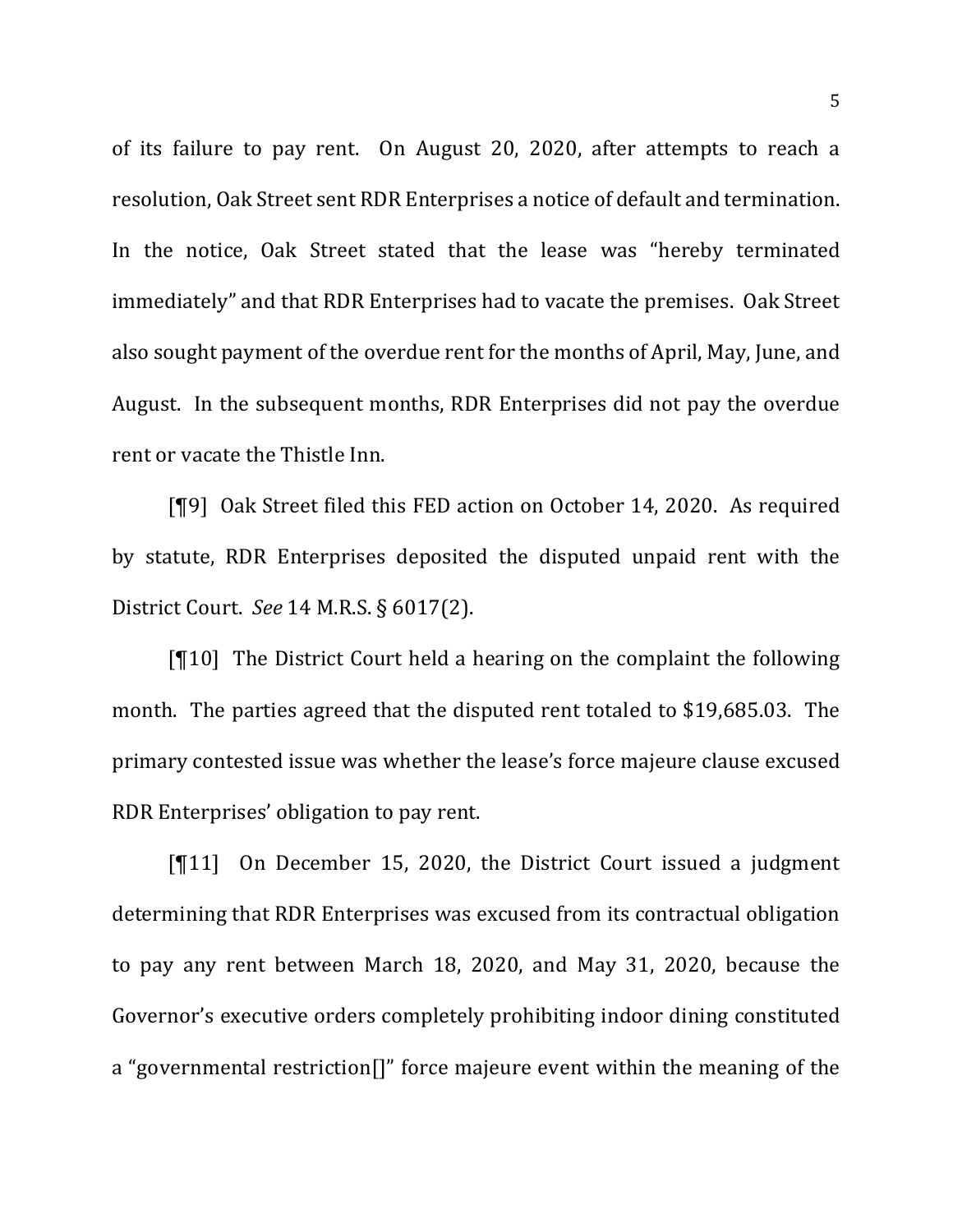of its failure to pay rent. On August 20, 2020, after attempts to reach a resolution, Oak Street sent RDR Enterprises a notice of default and termination. In the notice, Oak Street stated that the lease was "hereby terminated immediately" and that RDR Enterprises had to vacate the premises. Oak Street also sought payment of the overdue rent for the months of April, May, June, and August. In the subsequent months, RDR Enterprises did not pay the overdue rent or vacate the Thistle Inn.

[¶9] Oak Street filed this FED action on October 14, 2020. As required by statute, RDR Enterprises deposited the disputed unpaid rent with the District Court. *See* 14 M.R.S. § 6017(2).

[¶10] The District Court held a hearing on the complaint the following month. The parties agreed that the disputed rent totaled to $19,685.03. The primary contested issue was whether the lease's force majeure clause excused RDR Enterprises' obligation to pay rent.

[¶11] On December 15, 2020, the District Court issued a judgment determining that RDR Enterprises was excused from its contractual obligation to pay any rent between March 18, 2020, and May 31, 2020, because the Governor's executive orders completely prohibiting indoor dining constituted a "governmental restriction[]" force majeure event within the meaning of the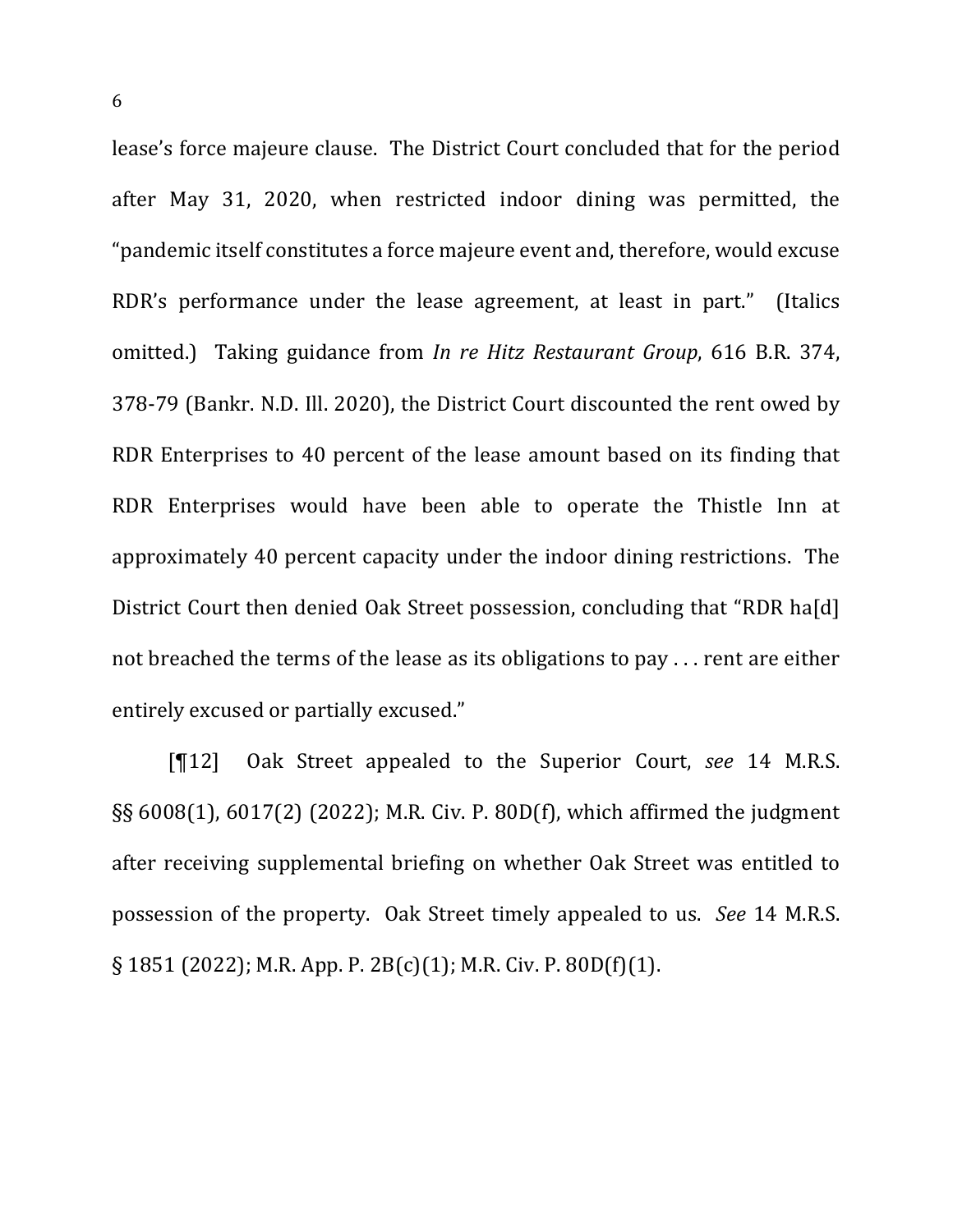lease's force majeure clause. The District Court concluded that for the period after May 31, 2020, when restricted indoor dining was permitted, the "pandemic itself constitutes a force majeure event and, therefore, would excuse RDR's performance under the lease agreement, at least in part." (Italics omitted.) Taking guidance from *In re Hitz Restaurant Group*, 616 B.R. 374, 378-79 (Bankr. N.D. Ill. 2020), the District Court discounted the rent owed by RDR Enterprises to 40 percent of the lease amount based on its finding that RDR Enterprises would have been able to operate the Thistle Inn at approximately 40 percent capacity under the indoor dining restrictions. The District Court then denied Oak Street possession, concluding that "RDR ha[d] not breached the terms of the lease as its obligations to pay . . . rent are either entirely excused or partially excused."

[¶12] Oak Street appealed to the Superior Court, *see* 14 M.R.S. §§ 6008(1), 6017(2) (2022); M.R. Civ. P. 80D(f), which affirmed the judgment after receiving supplemental briefing on whether Oak Street was entitled to possession of the property. Oak Street timely appealed to us. *See* 14 M.R.S. § 1851 (2022); M.R. App. P. 2B(c)(1); M.R. Civ. P. 80D(f)(1).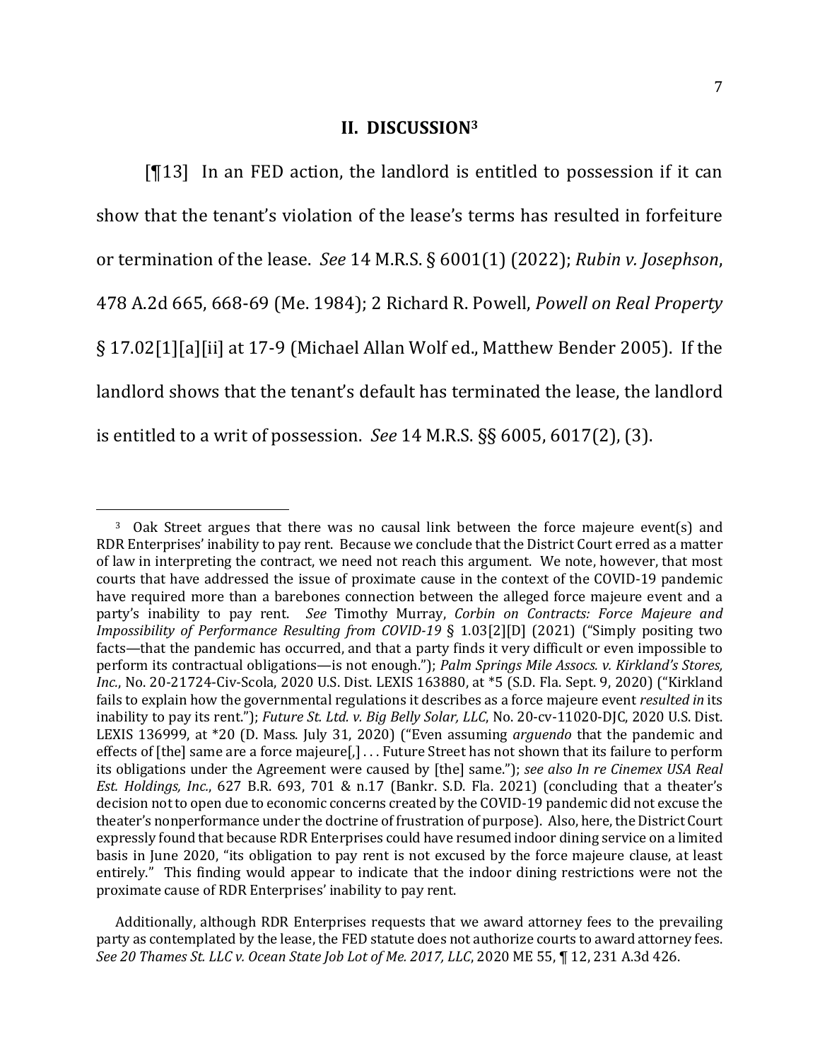## II. DISCUSSION[3]

[¶13] In an FED action, the landlord is entitled to possession if it can show that the tenant's violation of the lease's terms has resulted in forfeiture or termination of the lease. *See* 14 M.R.S. § 6001(1) (2022); *Rubin v. Josephson*, 478 A.2d 665, 668-69 (Me. 1984); 2 Richard R. Powell, *Powell on Real Property* § 17.02[1][a][ii] at 17-9 (Michael Allan Wolf ed., Matthew Bender 2005). If the landlord shows that the tenant's default has terminated the lease, the landlord is entitled to a writ of possession. *See* 14 M.R.S. §§ 6005, 6017(2), (3).

---

[3] Oak Street argues that there was no causal link between the force majeure event(s) and RDR Enterprises' inability to pay rent. Because we conclude that the District Court erred as a matter of law in interpreting the contract, we need not reach this argument. We note, however, that most courts that have addressed the issue of proximate cause in the context of the COVID-19 pandemic have required more than a barebones connection between the alleged force majeure event and a party's inability to pay rent. *See* Timothy Murray, *Corbin on Contracts: Force Majeure and Impossibility of Performance Resulting from COVID-19* § 1.03[2][D] (2021) ("Simply positing two facts—that the pandemic has occurred, and that a party finds it very difficult or even impossible to perform its contractual obligations—is not enough."); *Palm Springs Mile Assocs. v. Kirkland's Stores, Inc.*, No. 20-21724-Civ-Scola, 2020 U.S. Dist. LEXIS 163880, at *5 (S.D. Fla. Sept. 9, 2020) ("Kirkland fails to explain how the governmental regulations it describes as a force majeure event *resulted in* its inability to pay its rent."); *Future St. Ltd. v. Big Belly Solar, LLC*, No. 20-cv-11020-DJC, 2020 U.S. Dist. LEXIS 136999, at *20 (D. Mass. July 31, 2020) ("Even assuming *arguendo* that the pandemic and effects of [the] same are a force majeure[,] . . . Future Street has not shown that its failure to perform its obligations under the Agreement were caused by [the] same."); *see also In re Cinemex USA Real Est. Holdings, Inc.*, 627 B.R. 693, 701 & n.17 (Bankr. S.D. Fla. 2021) (concluding that a theater's decision not to open due to economic concerns created by the COVID-19 pandemic did not excuse the theater's nonperformance under the doctrine of frustration of purpose). Also, here, the District Court expressly found that because RDR Enterprises could have resumed indoor dining service on a limited basis in June 2020, "its obligation to pay rent is not excused by the force majeure clause, at least entirely." This finding would appear to indicate that the indoor dining restrictions were not the proximate cause of RDR Enterprises' inability to pay rent.

Additionally, although RDR Enterprises requests that we award attorney fees to the prevailing party as contemplated by the lease, the FED statute does not authorize courts to award attorney fees. *See 20 Thames St. LLC v. Ocean State Job Lot of Me. 2017, LLC*, 2020 ME 55, ¶ 12, 231 A.3d 426.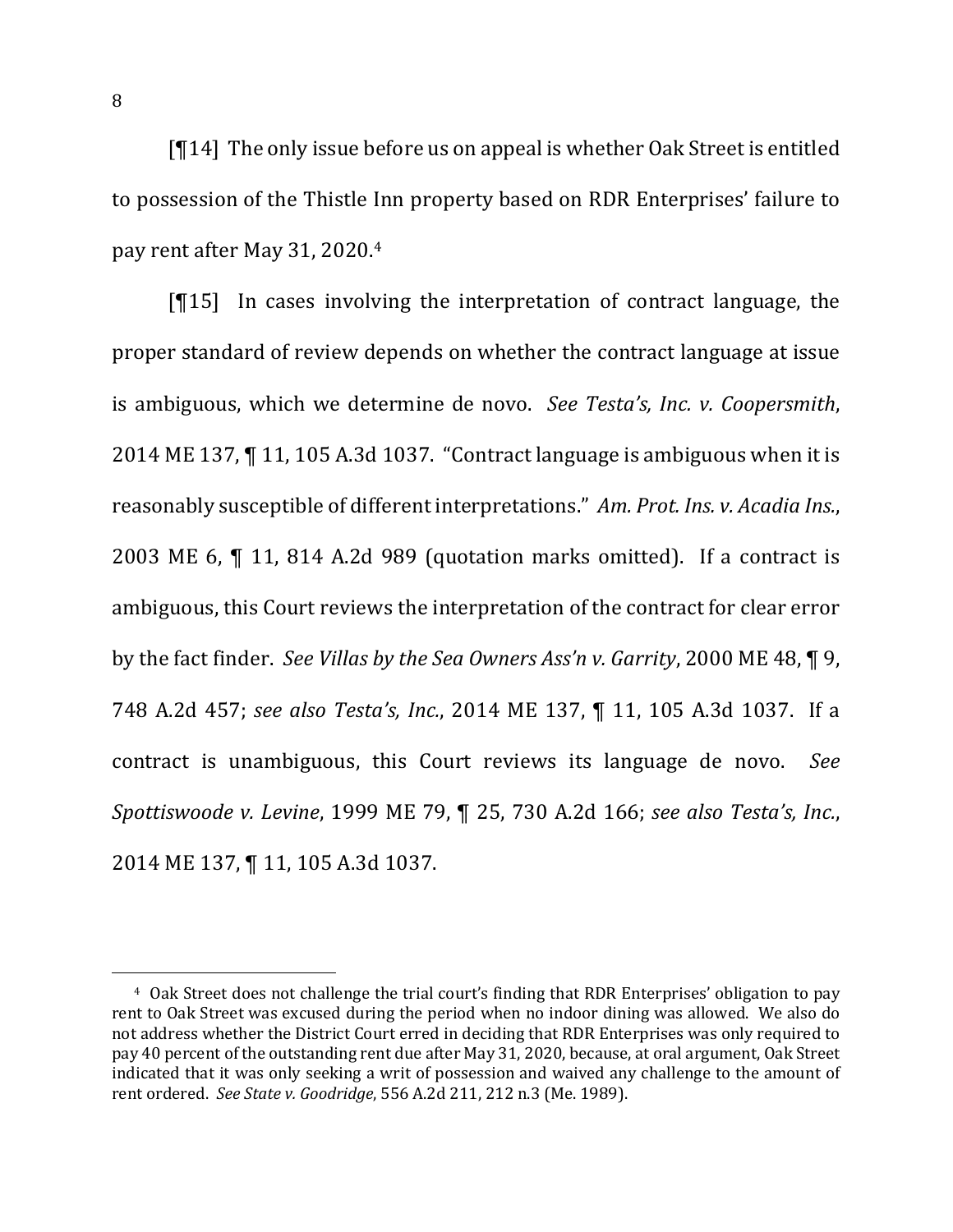[¶14] The only issue before us on appeal is whether Oak Street is entitled to possession of the Thistle Inn property based on RDR Enterprises' failure to pay rent after May 31, 2020.[4]

[¶15] In cases involving the interpretation of contract language, the proper standard of review depends on whether the contract language at issue is ambiguous, which we determine de novo. *See Testa's, Inc. v. Coopersmith*, 2014 ME 137, ¶ 11, 105 A.3d 1037. "Contract language is ambiguous when it is reasonably susceptible of different interpretations." *Am. Prot. Ins. v. Acadia Ins.*, 2003 ME 6, ¶ 11, 814 A.2d 989 (quotation marks omitted). If a contract is ambiguous, this Court reviews the interpretation of the contract for clear error by the fact finder. *See Villas by the Sea Owners Ass'n v. Garrity*, 2000 ME 48, ¶ 9, 748 A.2d 457; *see also Testa's, Inc.*, 2014 ME 137, ¶ 11, 105 A.3d 1037. If a contract is unambiguous, this Court reviews its language de novo. *See Spottiswoode v. Levine*, 1999 ME 79, ¶ 25, 730 A.2d 166; *see also Testa's, Inc.*, 2014 ME 137, ¶ 11, 105 A.3d 1037.

---

[4] Oak Street does not challenge the trial court's finding that RDR Enterprises' obligation to pay rent to Oak Street was excused during the period when no indoor dining was allowed. We also do not address whether the District Court erred in deciding that RDR Enterprises was only required to pay 40 percent of the outstanding rent due after May 31, 2020, because, at oral argument, Oak Street indicated that it was only seeking a writ of possession and waived any challenge to the amount of rent ordered. *See State v. Goodridge*, 556 A.2d 211, 212 n.3 (Me. 1989).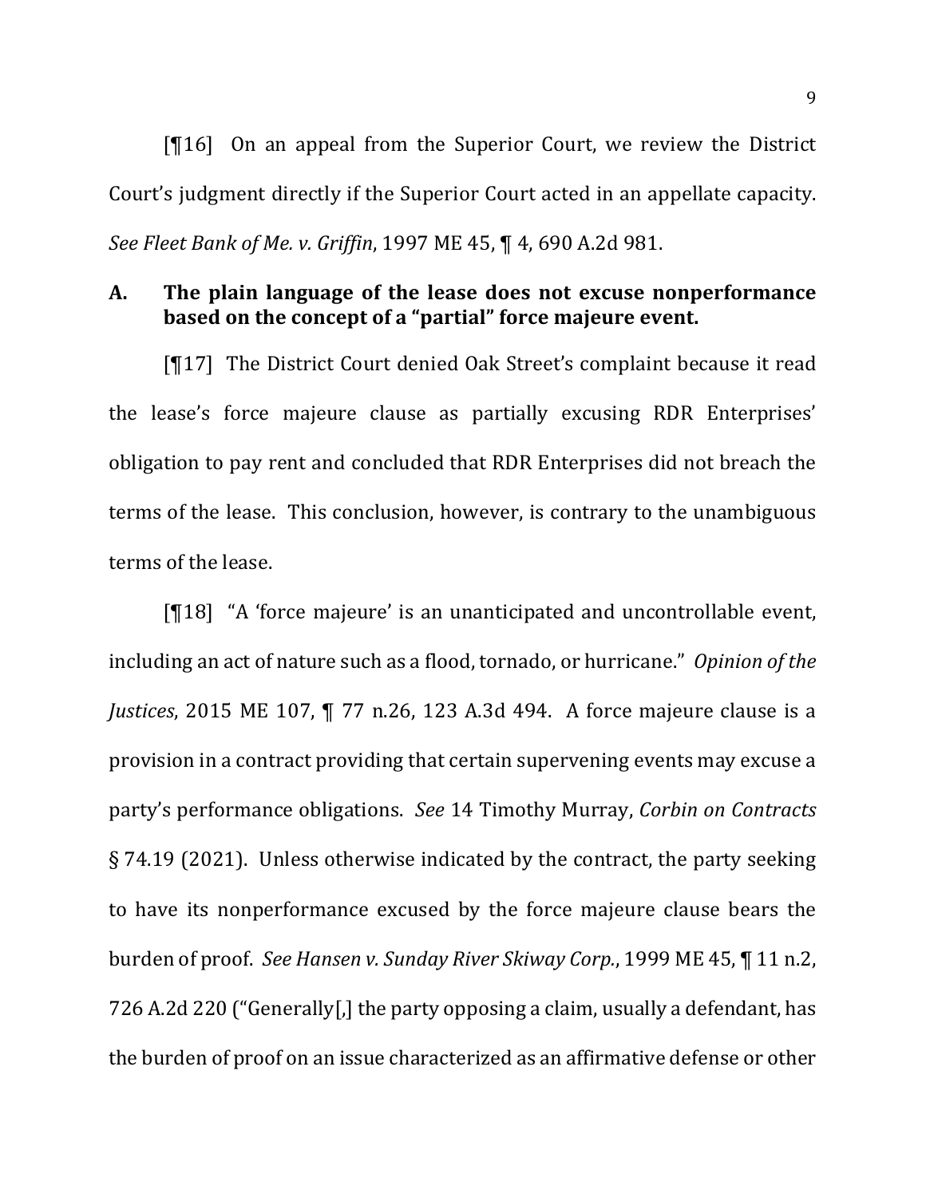[¶16] On an appeal from the Superior Court, we review the District Court's judgment directly if the Superior Court acted in an appellate capacity. *See Fleet Bank of Me. v. Griffin*, 1997 ME 45, ¶ 4, 690 A.2d 981.

### A. The plain language of the lease does not excuse nonperformance based on the concept of a "partial" force majeure event.

[¶17] The District Court denied Oak Street's complaint because it read the lease's force majeure clause as partially excusing RDR Enterprises' obligation to pay rent and concluded that RDR Enterprises did not breach the terms of the lease. This conclusion, however, is contrary to the unambiguous terms of the lease.

[¶18] "A 'force majeure' is an unanticipated and uncontrollable event, including an act of nature such as a flood, tornado, or hurricane." *Opinion of the Justices*, 2015 ME 107, ¶ 77 n.26, 123 A.3d 494. A force majeure clause is a provision in a contract providing that certain supervening events may excuse a party's performance obligations. *See* 14 Timothy Murray, *Corbin on Contracts* § 74.19 (2021). Unless otherwise indicated by the contract, the party seeking to have its nonperformance excused by the force majeure clause bears the burden of proof. *See Hansen v. Sunday River Skiway Corp.*, 1999 ME 45, ¶ 11 n.2, 726 A.2d 220 ("Generally[,] the party opposing a claim, usually a defendant, has the burden of proof on an issue characterized as an affirmative defense or other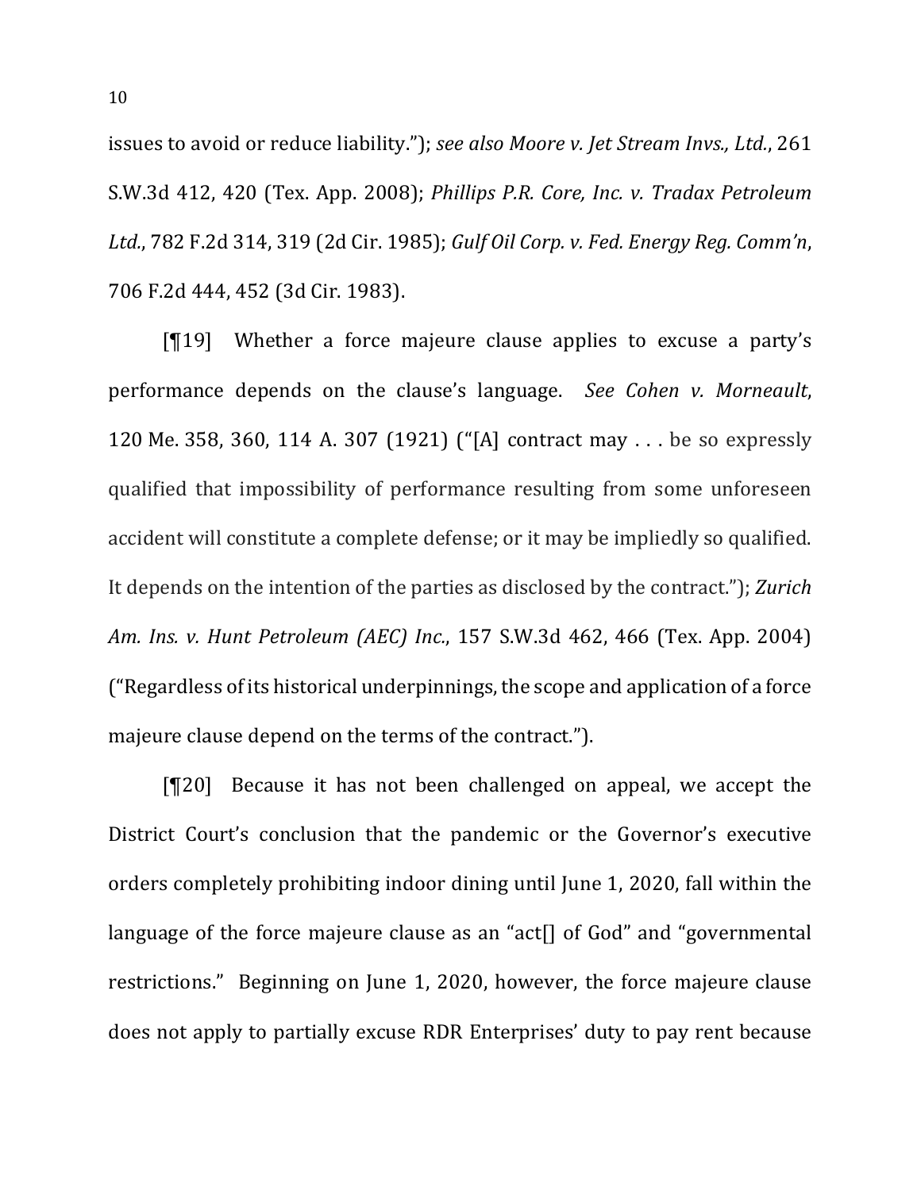issues to avoid or reduce liability."); *see also Moore v. Jet Stream Invs., Ltd.*, 261 S.W.3d 412, 420 (Tex. App. 2008); *Phillips P.R. Core, Inc. v. Tradax Petroleum Ltd.*, 782 F.2d 314, 319 (2d Cir. 1985); *Gulf Oil Corp. v. Fed. Energy Reg. Comm'n*, 706 F.2d 444, 452 (3d Cir. 1983).

[¶19] Whether a force majeure clause applies to excuse a party's performance depends on the clause's language. *See Cohen v. Morneault*, 120 Me. 358, 360, 114 A. 307 (1921) ("[A] contract may . . . be so expressly qualified that impossibility of performance resulting from some unforeseen accident will constitute a complete defense; or it may be impliedly so qualified. It depends on the intention of the parties as disclosed by the contract."); *Zurich Am. Ins. v. Hunt Petroleum (AEC) Inc.*, 157 S.W.3d 462, 466 (Tex. App. 2004) ("Regardless of its historical underpinnings, the scope and application of a force majeure clause depend on the terms of the contract.").

[¶20] Because it has not been challenged on appeal, we accept the District Court's conclusion that the pandemic or the Governor's executive orders completely prohibiting indoor dining until June 1, 2020, fall within the language of the force majeure clause as an "act[] of God" and "governmental restrictions." Beginning on June 1, 2020, however, the force majeure clause does not apply to partially excuse RDR Enterprises' duty to pay rent because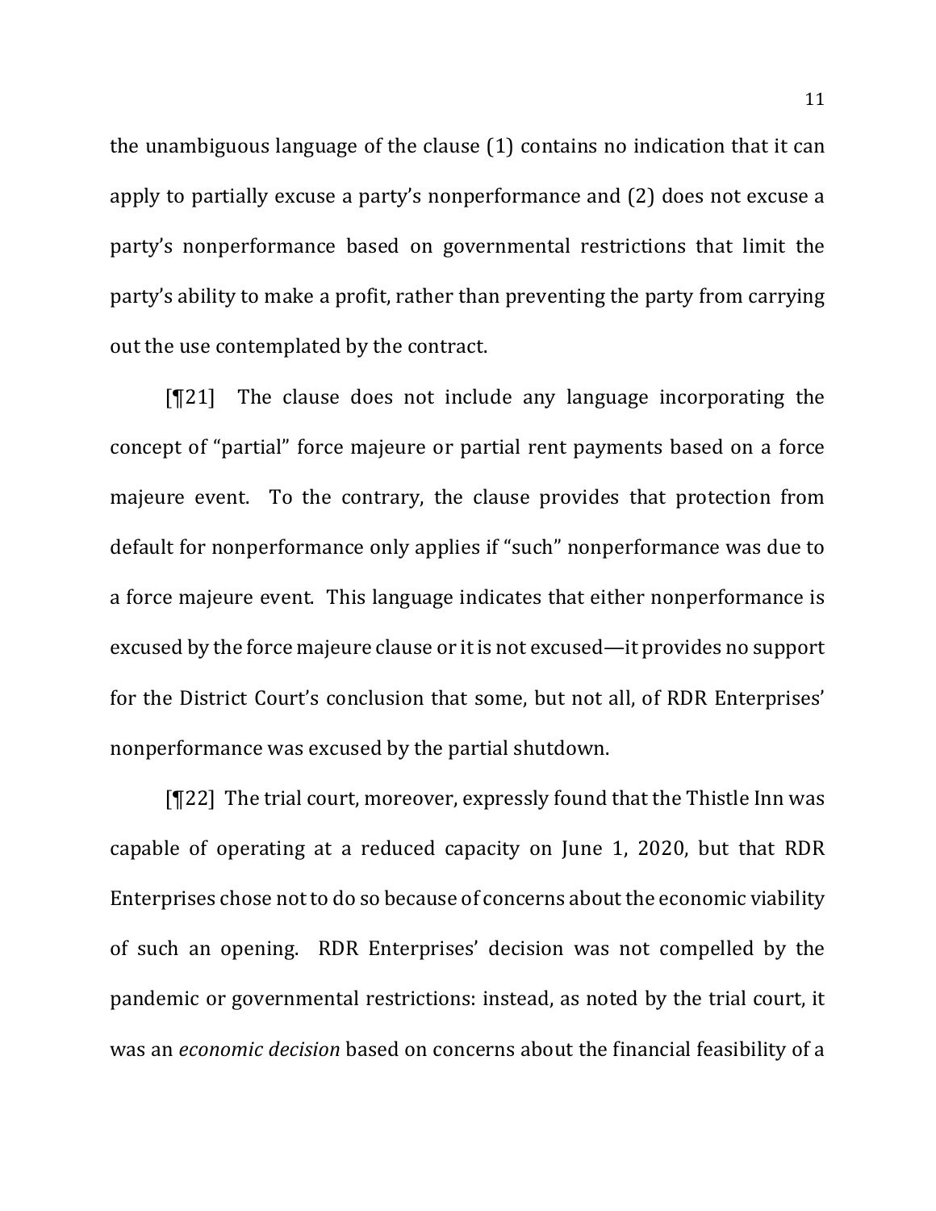the unambiguous language of the clause (1) contains no indication that it can apply to partially excuse a party's nonperformance and (2) does not excuse a party's nonperformance based on governmental restrictions that limit the party's ability to make a profit, rather than preventing the party from carrying out the use contemplated by the contract.

[¶21] The clause does not include any language incorporating the concept of "partial" force majeure or partial rent payments based on a force majeure event. To the contrary, the clause provides that protection from default for nonperformance only applies if "such" nonperformance was due to a force majeure event. This language indicates that either nonperformance is excused by the force majeure clause or it is not excused—it provides no support for the District Court's conclusion that some, but not all, of RDR Enterprises' nonperformance was excused by the partial shutdown.

[¶22] The trial court, moreover, expressly found that the Thistle Inn was capable of operating at a reduced capacity on June 1, 2020, but that RDR Enterprises chose not to do so because of concerns about the economic viability of such an opening. RDR Enterprises' decision was not compelled by the pandemic or governmental restrictions: instead, as noted by the trial court, it was an *economic decision* based on concerns about the financial feasibility of a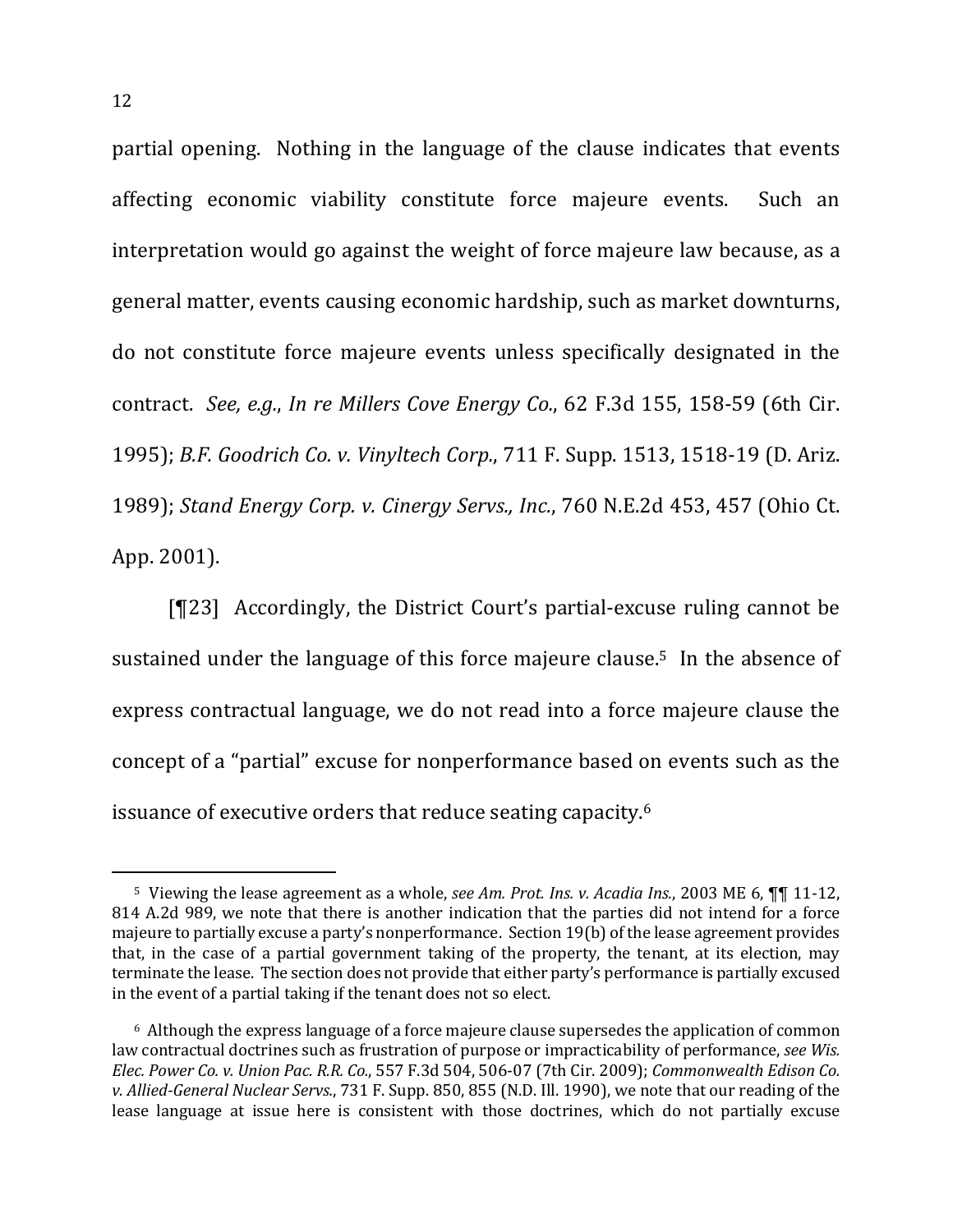partial opening. Nothing in the language of the clause indicates that events affecting economic viability constitute force majeure events. Such an interpretation would go against the weight of force majeure law because, as a general matter, events causing economic hardship, such as market downturns, do not constitute force majeure events unless specifically designated in the contract. *See, e.g.*, *In re Millers Cove Energy Co.*, 62 F.3d 155, 158-59 (6th Cir. 1995); *B.F. Goodrich Co. v. Vinyltech Corp.*, 711 F. Supp. 1513, 1518-19 (D. Ariz. 1989); *Stand Energy Corp. v. Cinergy Servs., Inc.*, 760 N.E.2d 453, 457 (Ohio Ct. App. 2001).

[¶23] Accordingly, the District Court's partial-excuse ruling cannot be sustained under the language of this force majeure clause.[5] In the absence of express contractual language, we do not read into a force majeure clause the concept of a "partial" excuse for nonperformance based on events such as the issuance of executive orders that reduce seating capacity.[6]

---

[5] Viewing the lease agreement as a whole, *see Am. Prot. Ins. v. Acadia Ins.*, 2003 ME 6, ¶¶ 11-12, 814 A.2d 989, we note that there is another indication that the parties did not intend for a force majeure to partially excuse a party's nonperformance. Section 19(b) of the lease agreement provides that, in the case of a partial government taking of the property, the tenant, at its election, may terminate the lease. The section does not provide that either party's performance is partially excused in the event of a partial taking if the tenant does not so elect.

[6] Although the express language of a force majeure clause supersedes the application of common law contractual doctrines such as frustration of purpose or impracticability of performance, *see Wis. Elec. Power Co. v. Union Pac. R.R. Co.*, 557 F.3d 504, 506-07 (7th Cir. 2009); *Commonwealth Edison Co. v. Allied-General Nuclear Servs.*, 731 F. Supp. 850, 855 (N.D. Ill. 1990), we note that our reading of the lease language at issue here is consistent with those doctrines, which do not partially excuse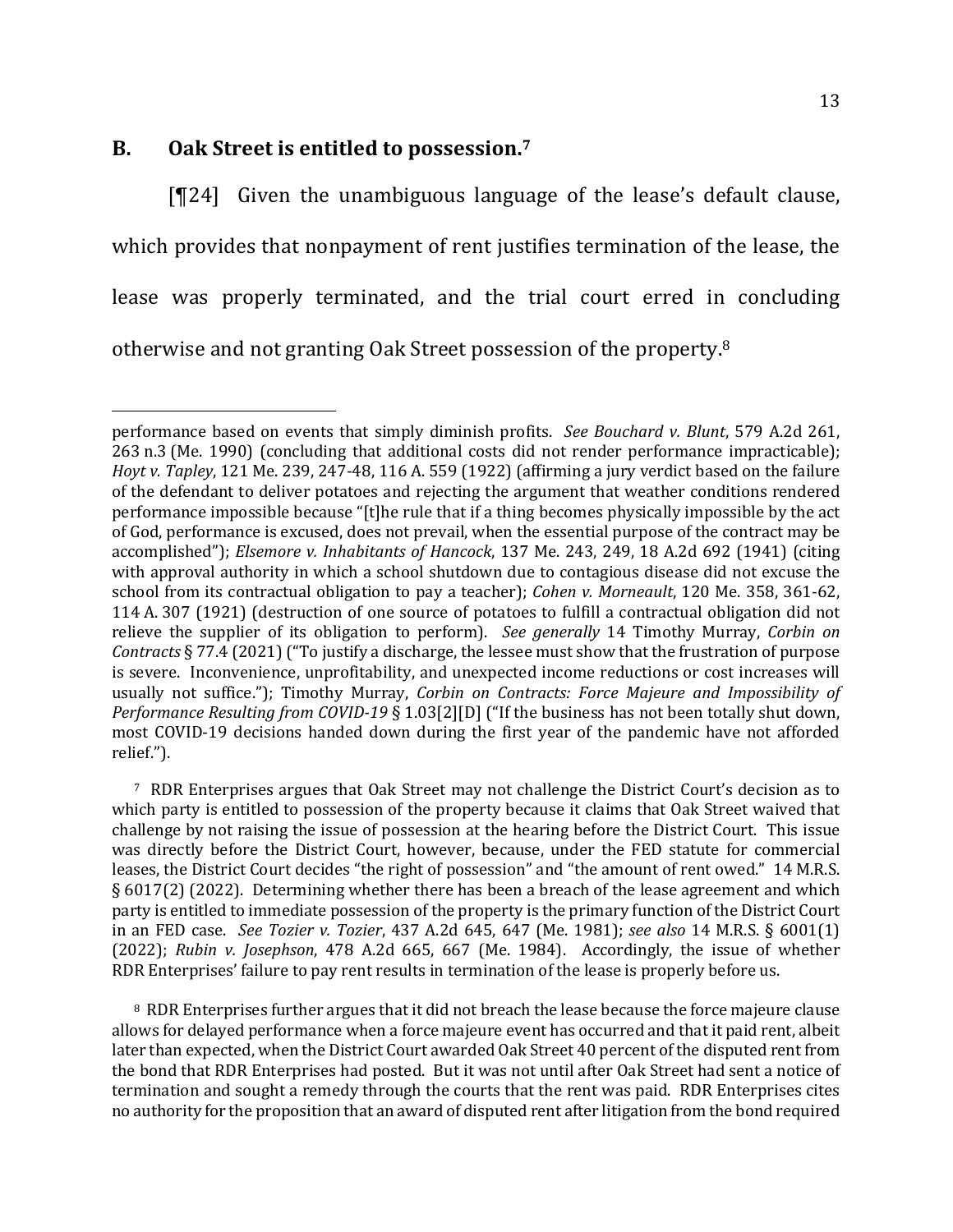## B. Oak Street is entitled to possession.[7]

[¶24] Given the unambiguous language of the lease's default clause, which provides that nonpayment of rent justifies termination of the lease, the lease was properly terminated, and the trial court erred in concluding otherwise and not granting Oak Street possession of the property.[8]

---

performance based on events that simply diminish profits. *See Bouchard v. Blunt*, 579 A.2d 261, 263 n.3 (Me. 1990) (concluding that additional costs did not render performance impracticable); *Hoyt v. Tapley*, 121 Me. 239, 247-48, 116 A. 559 (1922) (affirming a jury verdict based on the failure of the defendant to deliver potatoes and rejecting the argument that weather conditions rendered performance impossible because "[t]he rule that if a thing becomes physically impossible by the act of God, performance is excused, does not prevail, when the essential purpose of the contract may be accomplished"); *Elsemore v. Inhabitants of Hancock*, 137 Me. 243, 249, 18 A.2d 692 (1941) (citing with approval authority in which a school shutdown due to contagious disease did not excuse the school from its contractual obligation to pay a teacher); *Cohen v. Morneault*, 120 Me. 358, 361-62, 114 A. 307 (1921) (destruction of one source of potatoes to fulfill a contractual obligation did not relieve the supplier of its obligation to perform). *See generally* 14 Timothy Murray, *Corbin on Contracts* § 77.4 (2021) ("To justify a discharge, the lessee must show that the frustration of purpose is severe. Inconvenience, unprofitability, and unexpected income reductions or cost increases will usually not suffice."); Timothy Murray, *Corbin on Contracts: Force Majeure and Impossibility of Performance Resulting from COVID-19* § 1.03[2][D] ("If the business has not been totally shut down, most COVID-19 decisions handed down during the first year of the pandemic have not afforded relief.").

[7] RDR Enterprises argues that Oak Street may not challenge the District Court's decision as to which party is entitled to possession of the property because it claims that Oak Street waived that challenge by not raising the issue of possession at the hearing before the District Court. This issue was directly before the District Court, however, because, under the FED statute for commercial leases, the District Court decides "the right of possession" and "the amount of rent owed." 14 M.R.S. § 6017(2) (2022). Determining whether there has been a breach of the lease agreement and which party is entitled to immediate possession of the property is the primary function of the District Court in an FED case. *See Tozier v. Tozier*, 437 A.2d 645, 647 (Me. 1981); *see also* 14 M.R.S. § 6001(1) (2022); *Rubin v. Josephson*, 478 A.2d 665, 667 (Me. 1984). Accordingly, the issue of whether RDR Enterprises' failure to pay rent results in termination of the lease is properly before us.

[8] RDR Enterprises further argues that it did not breach the lease because the force majeure clause allows for delayed performance when a force majeure event has occurred and that it paid rent, albeit later than expected, when the District Court awarded Oak Street 40 percent of the disputed rent from the bond that RDR Enterprises had posted. But it was not until after Oak Street had sent a notice of termination and sought a remedy through the courts that the rent was paid. RDR Enterprises cites no authority for the proposition that an award of disputed rent after litigation from the bond required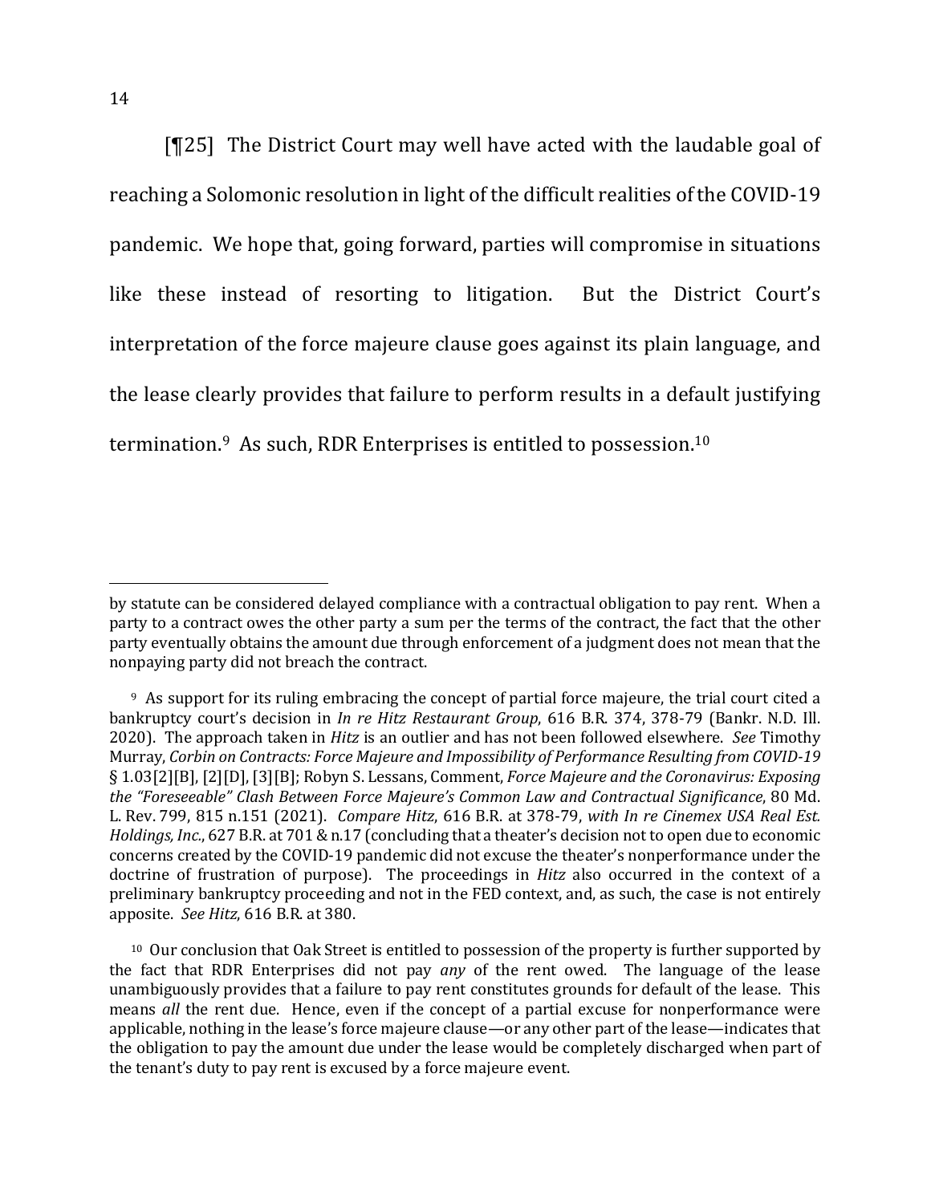[¶25] The District Court may well have acted with the laudable goal of reaching a Solomonic resolution in light of the difficult realities of the COVID-19 pandemic. We hope that, going forward, parties will compromise in situations like these instead of resorting to litigation. But the District Court's interpretation of the force majeure clause goes against its plain language, and the lease clearly provides that failure to perform results in a default justifying termination.[9] As such, RDR Enterprises is entitled to possession.[10]

---

by statute can be considered delayed compliance with a contractual obligation to pay rent. When a party to a contract owes the other party a sum per the terms of the contract, the fact that the other party eventually obtains the amount due through enforcement of a judgment does not mean that the nonpaying party did not breach the contract.

[9] As support for its ruling embracing the concept of partial force majeure, the trial court cited a bankruptcy court's decision in *In re Hitz Restaurant Group*, 616 B.R. 374, 378-79 (Bankr. N.D. Ill. 2020). The approach taken in *Hitz* is an outlier and has not been followed elsewhere. *See* Timothy Murray, *Corbin on Contracts: Force Majeure and Impossibility of Performance Resulting from COVID-19* § 1.03[2][B], [2][D], [3][B]; Robyn S. Lessans, Comment, *Force Majeure and the Coronavirus: Exposing the "Foreseeable" Clash Between Force Majeure's Common Law and Contractual Significance*, 80 Md. L. Rev. 799, 815 n.151 (2021). *Compare Hitz*, 616 B.R. at 378-79, *with In re Cinemex USA Real Est. Holdings, Inc.*, 627 B.R. at 701 & n.17 (concluding that a theater's decision not to open due to economic concerns created by the COVID-19 pandemic did not excuse the theater's nonperformance under the doctrine of frustration of purpose). The proceedings in *Hitz* also occurred in the context of a preliminary bankruptcy proceeding and not in the FED context, and, as such, the case is not entirely apposite. *See Hitz*, 616 B.R. at 380.

[10] Our conclusion that Oak Street is entitled to possession of the property is further supported by the fact that RDR Enterprises did not pay *any* of the rent owed. The language of the lease unambiguously provides that a failure to pay rent constitutes grounds for default of the lease. This means *all* the rent due. Hence, even if the concept of a partial excuse for nonperformance were applicable, nothing in the lease's force majeure clause—or any other part of the lease—indicates that the obligation to pay the amount due under the lease would be completely discharged when part of the tenant's duty to pay rent is excused by a force majeure event.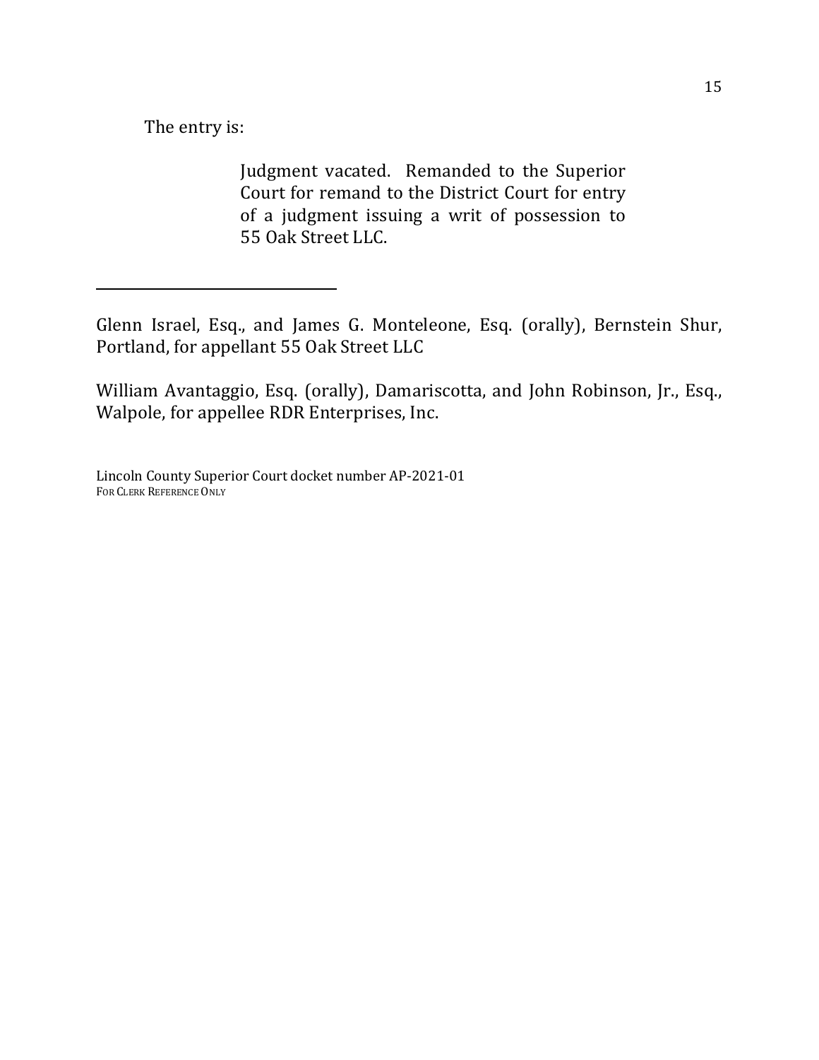The entry is:

> Judgment vacated. Remanded to the Superior Court for remand to the District Court for entry of a judgment issuing a writ of possession to 55 Oak Street LLC.

---

Glenn Israel, Esq., and James G. Monteleone, Esq. (orally), Bernstein Shur, Portland, for appellant 55 Oak Street LLC

William Avantaggio, Esq. (orally), Damariscotta, and John Robinson, Jr., Esq., Walpole, for appellee RDR Enterprises, Inc.

Lincoln County Superior Court docket number AP-2021-01
FOR CLERK REFERENCE ONLY